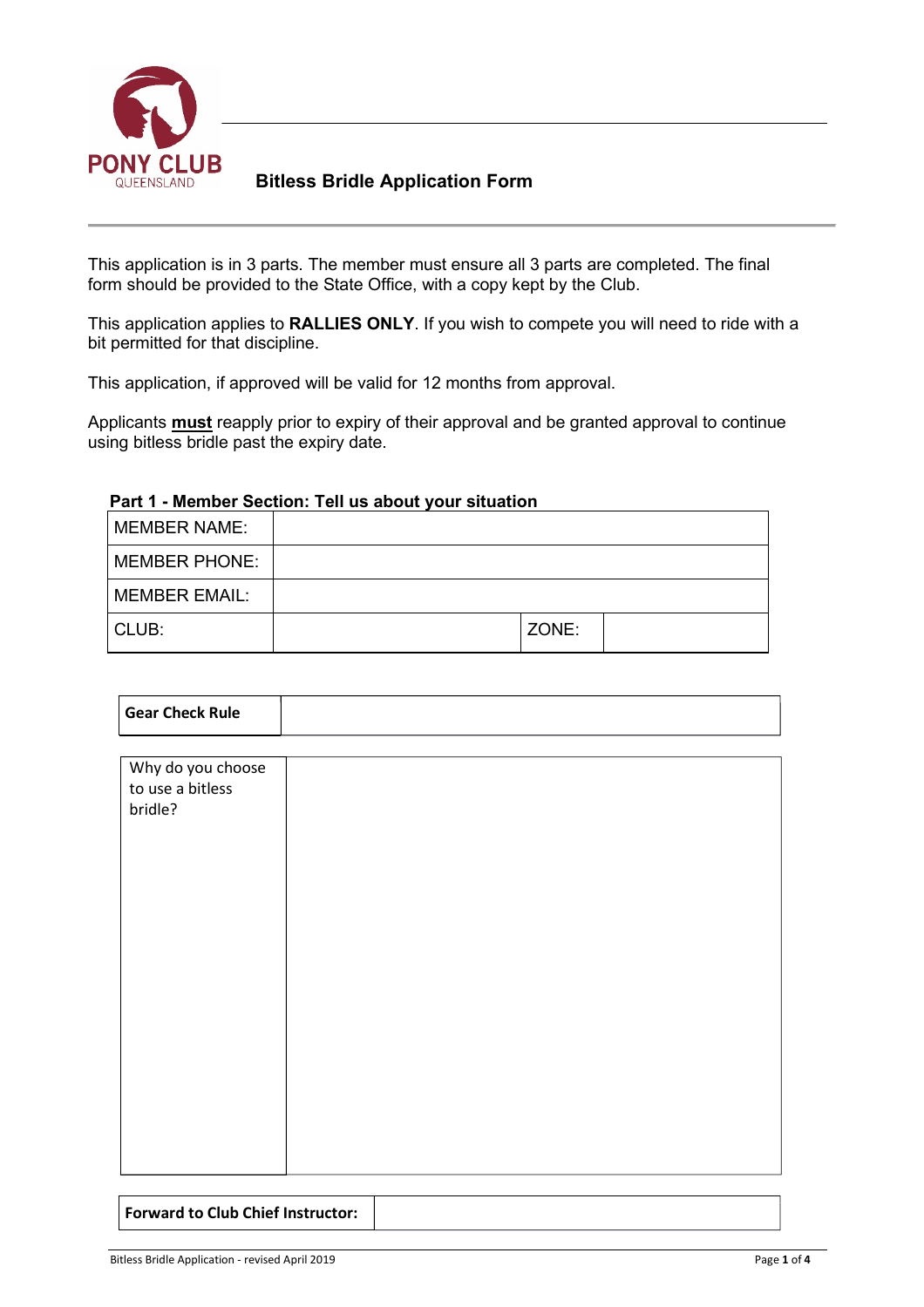PONY CLUB
QUEENSLAND

# Bitless Bridle Application Form

This application is in 3 parts. The member must ensure all 3 parts are completed. The final form should be provided to the State Office, with a copy kept by the Club.

This application applies to **RALLIES ONLY**. If you wish to compete you will need to ride with a bit permitted for that discipline.

This application, if approved will be valid for 12 months from approval.

Applicants **must** reapply prior to expiry of their approval and be granted approval to continue using bitless bridle past the expiry date.

## Part 1 - Member Section: Tell us about your situation

| MEMBER NAME: | | | |
|---|---|---|---|
| MEMBER PHONE: | | | |
| MEMBER EMAIL: | | | |
| CLUB: | | ZONE: | |

| **Gear Check Rule** | |
|---|---|

| Why do you choose to use a bitless bridle? | |
|---|---|

| **Forward to Club Chief Instructor:** | |
|---|---|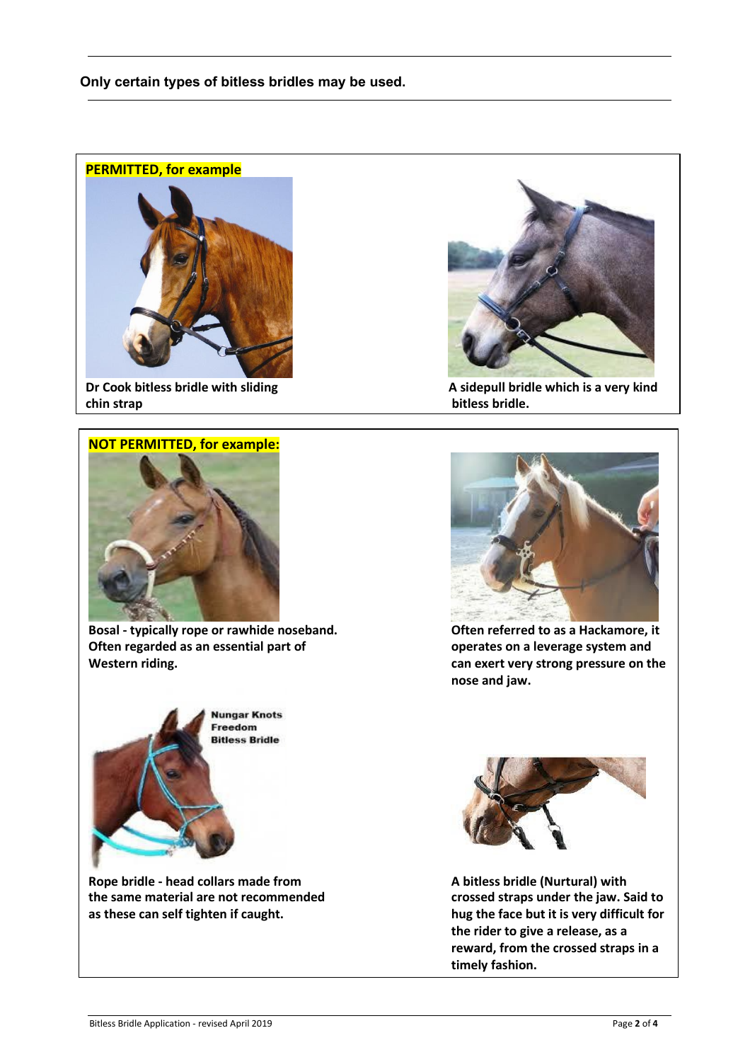**Only certain types of bitless bridles may be used.**

**PERMITTED, for example**

**Dr Cook bitless bridle with sliding chin strap**

**A sidepull bridle which is a very kind bitless bridle.**

**NOT PERMITTED, for example:**

**Bosal - typically rope or rawhide noseband. Often regarded as an essential part of Western riding.**

**Often referred to as a Hackamore, it operates on a leverage system and can exert very strong pressure on the nose and jaw.**

Nungar Knots Freedom Bitless Bridle

**Rope bridle - head collars made from the same material are not recommended as these can self tighten if caught.**

**A bitless bridle (Nurtural) with crossed straps under the jaw. Said to hug the face but it is very difficult for the rider to give a release, as a reward, from the crossed straps in a timely fashion.**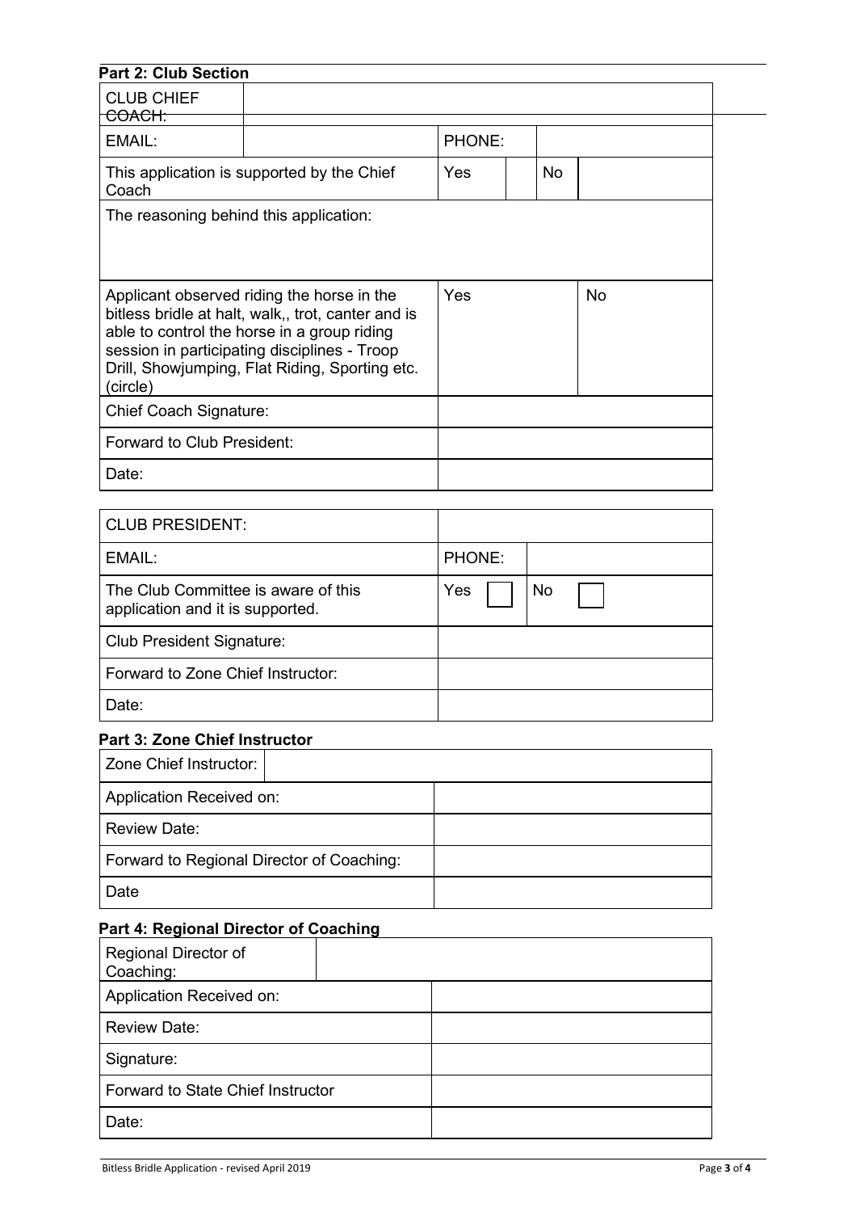## Part 2: Club Section

| CLUB CHIEF COACH: | | | | | |
|---|---|---|---|---|---|
| EMAIL: | | PHONE: | | | |
| This application is supported by the Chief Coach | | Yes | | No | |
| The reasoning behind this application: | | | | | |
| Applicant observed riding the horse in the bitless bridle at halt, walk,, trot, canter and is able to control the horse in a group riding session in participating disciplines - Troop Drill, Showjumping, Flat Riding, Sporting etc. (circle) | | Yes | | No | |
| Chief Coach Signature: | | | | | |
| Forward to Club President: | | | | | |
| Date: | | | | | |

| CLUB PRESIDENT: | | | | |
|---|---|---|---|---|
| EMAIL: | PHONE: | | | |
| The Club Committee is aware of this application and it is supported. | Yes | ☐ | No | ☐ |
| Club President Signature: | | | | |
| Forward to Zone Chief Instructor: | | | | |
| Date: | | | | |

## Part 3: Zone Chief Instructor

| Zone Chief Instructor: | |
|---|---|
| Application Received on: | |
| Review Date: | |
| Forward to Regional Director of Coaching: | |
| Date | |

## Part 4: Regional Director of Coaching

| Regional Director of Coaching: | |
|---|---|
| Application Received on: | |
| Review Date: | |
| Signature: | |
| Forward to State Chief Instructor | |
| Date: | |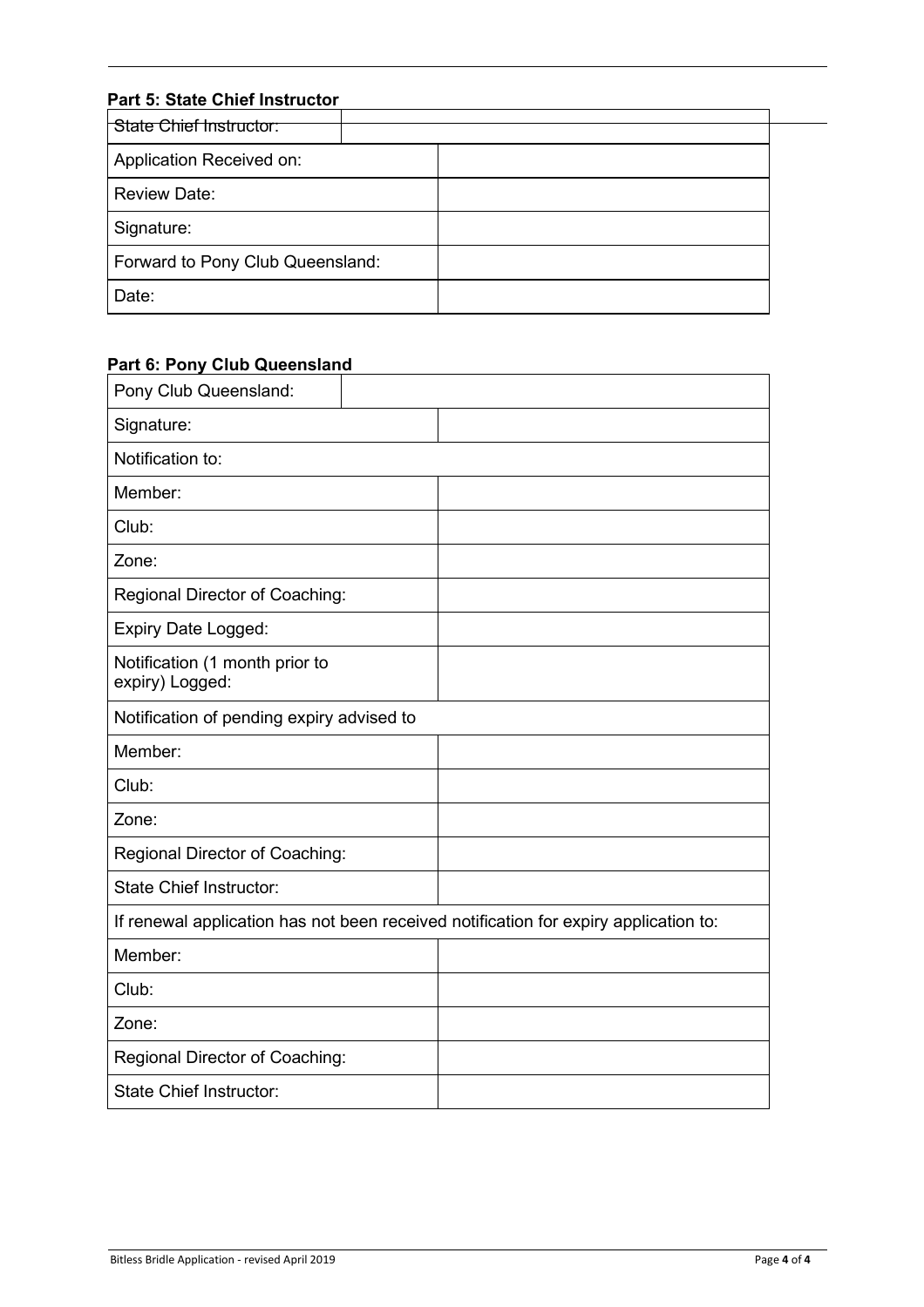**Part 5: State Chief Instructor**

| | |
|---|---|
| State Chief Instructor: | |
| Application Received on: | |
| Review Date: | |
| Signature: | |
| Forward to Pony Club Queensland: | |
| Date: | |

**Part 6: Pony Club Queensland**

| | |
|---|---|
| Pony Club Queensland: | |
| Signature: | |
| Notification to: | |
| Member: | |
| Club: | |
| Zone: | |
| Regional Director of Coaching: | |
| Expiry Date Logged: | |
| Notification (1 month prior to expiry) Logged: | |
| Notification of pending expiry advised to | |
| Member: | |
| Club: | |
| Zone: | |
| Regional Director of Coaching: | |
| State Chief Instructor: | |
| If renewal application has not been received notification for expiry application to: | |
| Member: | |
| Club: | |
| Zone: | |
| Regional Director of Coaching: | |
| State Chief Instructor: | |